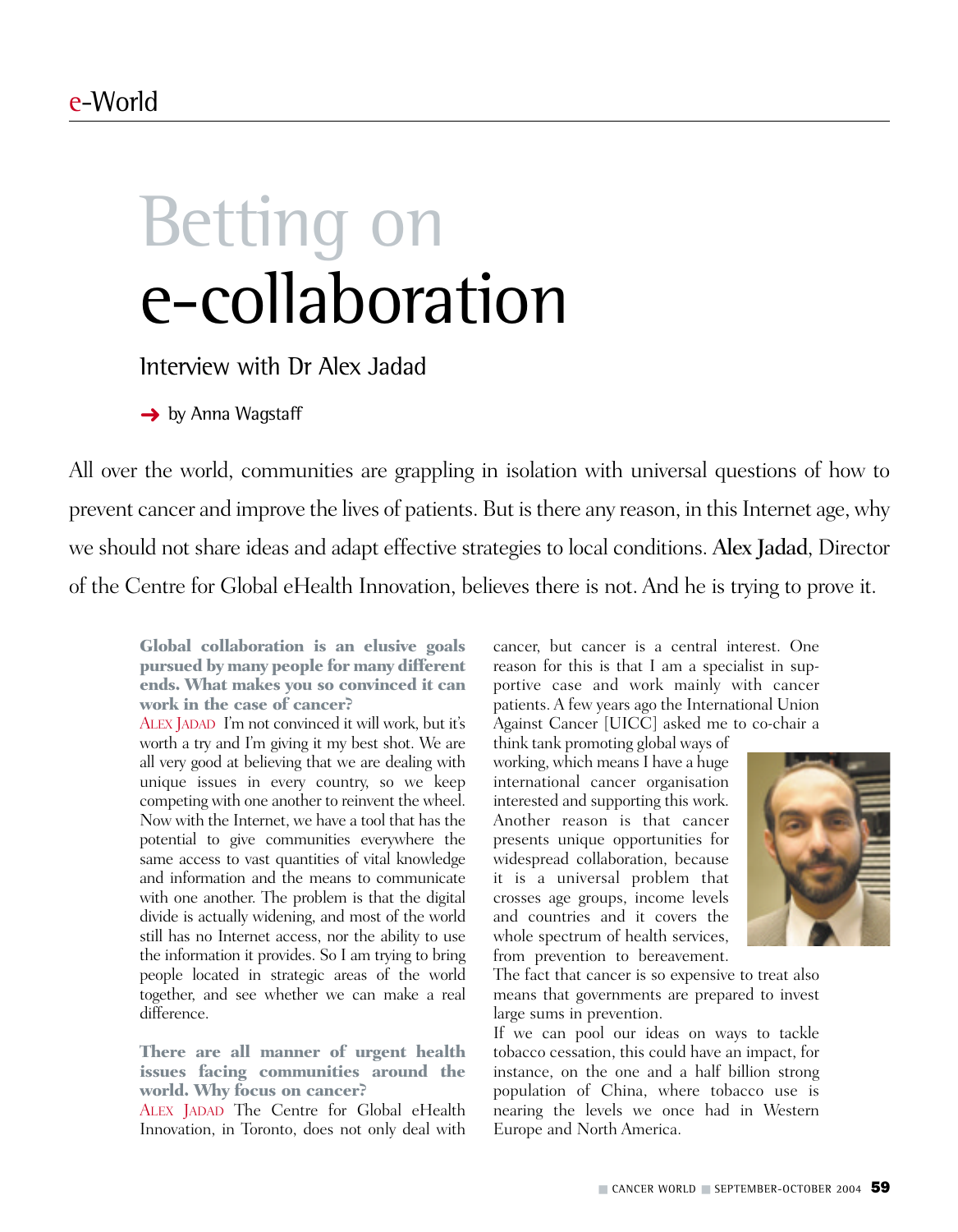e-World

# Betting on e-collaboration

## Interview with Dr Alex Jadad

→ by Anna Wagstaff

All over the world, communities are grappling in isolation with universal questions of how to prevent cancer and improve the lives of patients. But is there any reason, in this Internet age, why we should not share ideas and adapt effective strategies to local conditions. **Alex Jadad**, Director of the Centre for Global eHealth Innovation, believes there is not. And he is trying to prove it.

**Global collaboration is an elusive goals pursued by many people for many different ends. What makes you so convinced it can work in the case of cancer?**

ALEX JADAD I'm not convinced it will work, but it's worth a try and I'm giving it my best shot. We are all very good at believing that we are dealing with unique issues in every country, so we keep competing with one another to reinvent the wheel. Now with the Internet, we have a tool that has the potential to give communities everywhere the same access to vast quantities of vital knowledge and information and the means to communicate with one another. The problem is that the digital divide is actually widening, and most of the world still has no Internet access, nor the ability to use the information it provides. So I am trying to bring people located in strategic areas of the world together, and see whether we can make a real difference.

**There are all manner of urgent health issues facing communities around the world. Why focus on cancer?**

ALEX JADAD The Centre for Global eHealth Innovation, in Toronto, does not only deal with cancer, but cancer is a central interest. One reason for this is that I am a specialist in supportive case and work mainly with cancer patients. A few years ago the International Union Against Cancer [UICC] asked me to co-chair a think tank promoting global ways of working, which means I have a huge international cancer organisation interested and supporting this work. Another reason is that cancer presents unique opportunities for widespread collaboration, because it is a universal problem that crosses age groups, income levels and countries and it covers the whole spectrum of health services, from prevention to bereavement. The fact that cancer is so expensive to treat also means that governments are prepared to invest large sums in prevention.

If we can pool our ideas on ways to tackle tobacco cessation, this could have an impact, for instance, on the one and a half billion strong population of China, where tobacco use is nearing the levels we once had in Western Europe and North America.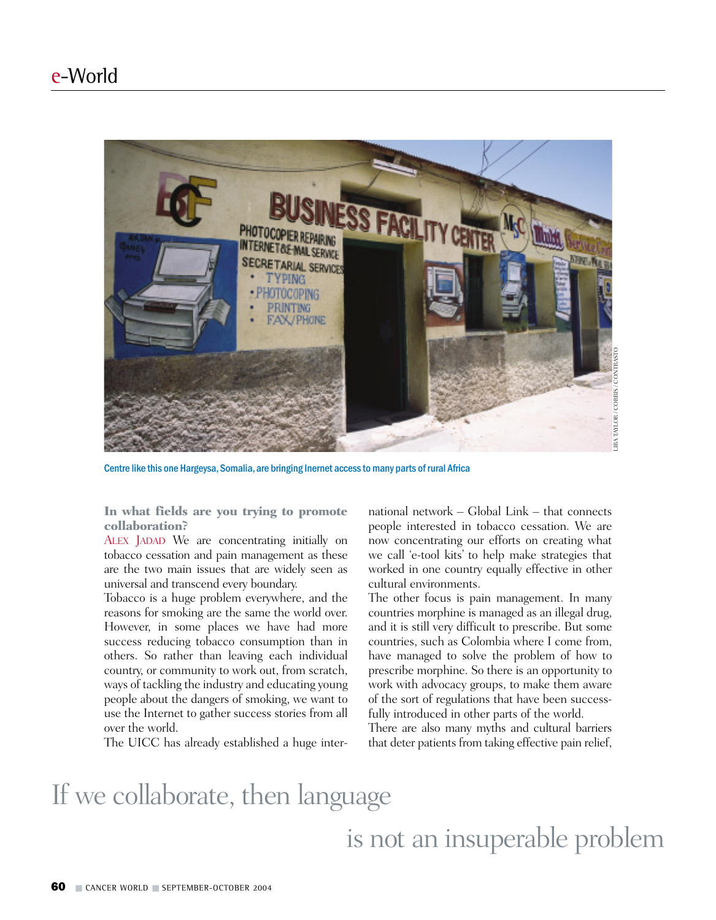Centre like this one Hargeysa, Somalia, are bringing Inernet access to many parts of rural Africa

**In what fields are you trying to promote collaboration?**

ALEX JADAD We are concentrating initially on tobacco cessation and pain management as these are the two main issues that are widely seen as universal and transcend every boundary.

Tobacco is a huge problem everywhere, and the reasons for smoking are the same the world over. However, in some places we have had more success reducing tobacco consumption than in others. So rather than leaving each individual country, or community to work out, from scratch, ways of tackling the industry and educating young people about the dangers of smoking, we want to use the Internet to gather success stories from all over the world.

The UICC has already established a huge international network – Global Link – that connects people interested in tobacco cessation. We are now concentrating our efforts on creating what we call 'e-tool kits' to help make strategies that worked in one country equally effective in other cultural environments.

The other focus is pain management. In many countries morphine is managed as an illegal drug, and it is still very difficult to prescribe. But some countries, such as Colombia where I come from, have managed to solve the problem of how to prescribe morphine. So there is an opportunity to work with advocacy groups, to make them aware of the sort of regulations that have been successfully introduced in other parts of the world.

There are also many myths and cultural barriers that deter patients from taking effective pain relief,

If we collaborate, then language is not an insuperable problem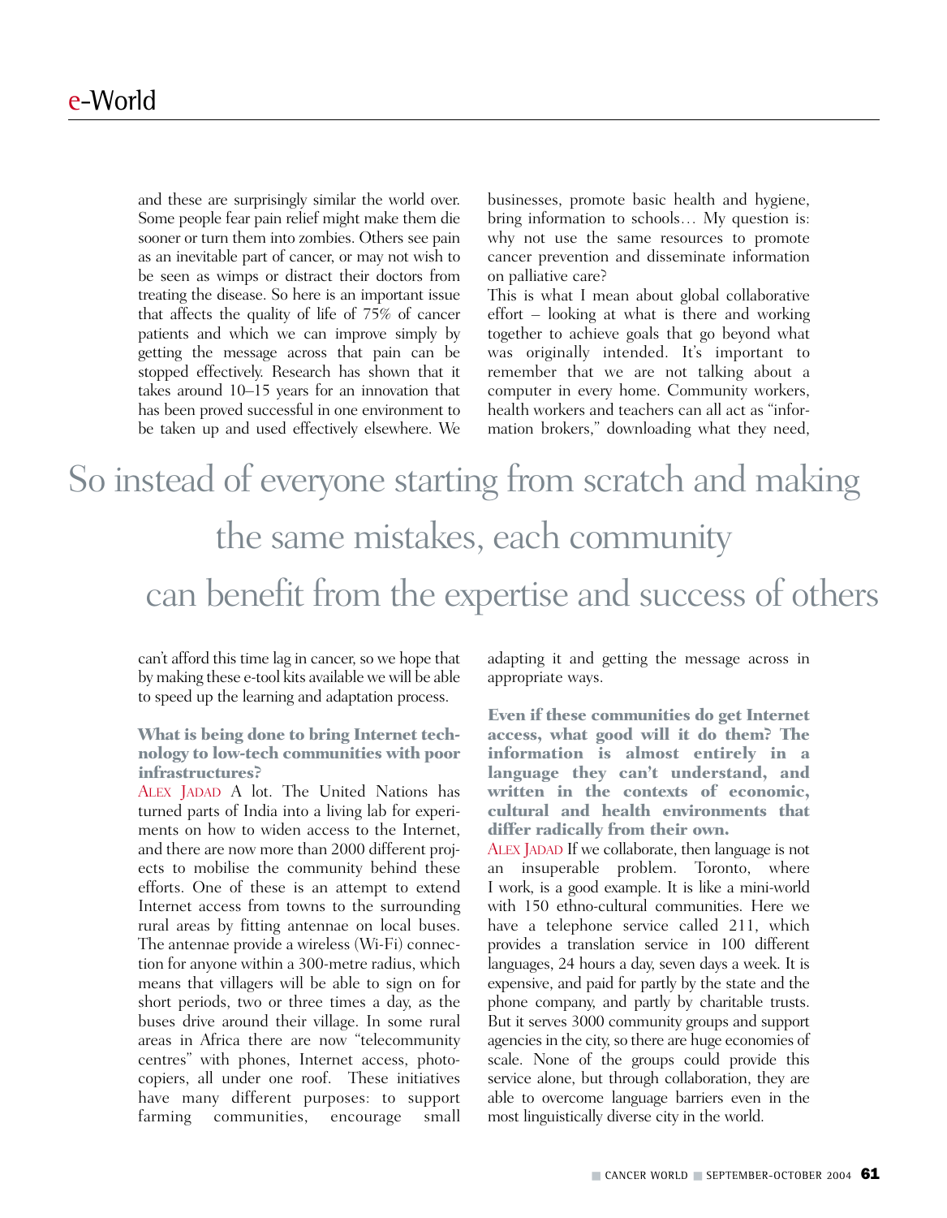and these are surprisingly similar the world over. Some people fear pain relief might make them die sooner or turn them into zombies. Others see pain as an inevitable part of cancer, or may not wish to be seen as wimps or distract their doctors from treating the disease. So here is an important issue that affects the quality of life of 75% of cancer patients and which we can improve simply by getting the message across that pain can be stopped effectively. Research has shown that it takes around 10–15 years for an innovation that has been proved successful in one environment to be taken up and used effectively elsewhere. We can't afford this time lag in cancer, so we hope that by making these e-tool kits available we will be able to speed up the learning and adaptation process.

> So instead of everyone starting from scratch and making the same mistakes, each community can benefit from the expertise and success of others

**What is being done to bring Internet technology to low-tech communities with poor infrastructures?**

ALEX JADAD A lot. The United Nations has turned parts of India into a living lab for experiments on how to widen access to the Internet, and there are now more than 2000 different projects to mobilise the community behind these efforts. One of these is an attempt to extend Internet access from towns to the surrounding rural areas by fitting antennae on local buses. The antennae provide a wireless (Wi-Fi) connection for anyone within a 300-metre radius, which means that villagers will be able to sign on for short periods, two or three times a day, as the buses drive around their village. In some rural areas in Africa there are now "telecommunity centres" with phones, Internet access, photocopiers, all under one roof. These initiatives have many different purposes: to support farming communities, encourage small businesses, promote basic health and hygiene, bring information to schools… My question is: why not use the same resources to promote cancer prevention and disseminate information on palliative care?

This is what I mean about global collaborative effort – looking at what is there and working together to achieve goals that go beyond what was originally intended. It's important to remember that we are not talking about a computer in every home. Community workers, health workers and teachers can all act as "information brokers," downloading what they need, adapting it and getting the message across in appropriate ways.

**Even if these communities do get Internet access, what good will it do them? The information is almost entirely in a language they can't understand, and written in the contexts of economic, cultural and health environments that differ radically from their own.**

ALEX JADAD If we collaborate, then language is not an insuperable problem. Toronto, where I work, is a good example. It is like a mini-world with 150 ethno-cultural communities. Here we have a telephone service called 211, which provides a translation service in 100 different languages, 24 hours a day, seven days a week. It is expensive, and paid for partly by the state and the phone company, and partly by charitable trusts. But it serves 3000 community groups and support agencies in the city, so there are huge economies of scale. None of the groups could provide this service alone, but through collaboration, they are able to overcome language barriers even in the most linguistically diverse city in the world.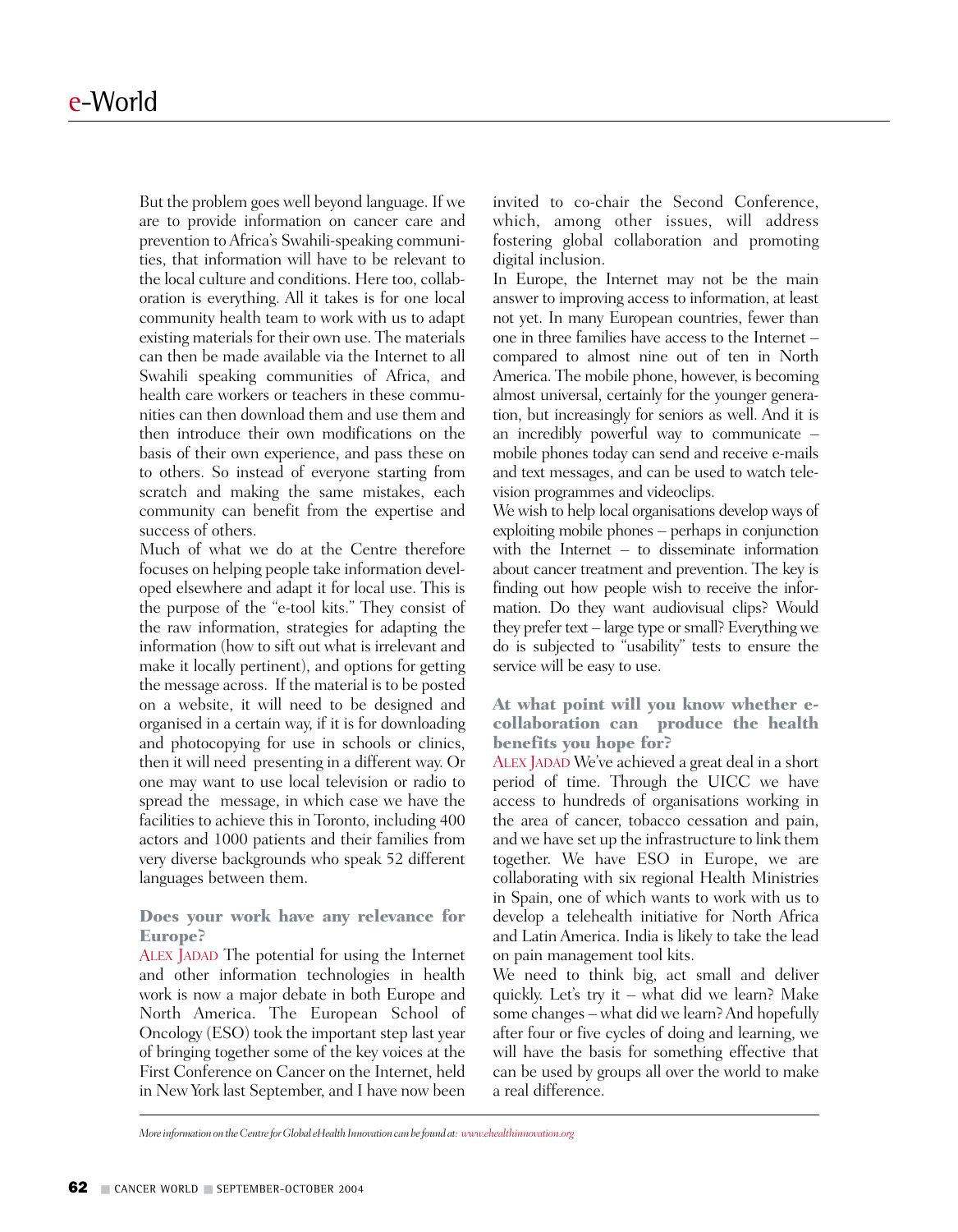But the problem goes well beyond language. If we are to provide information on cancer care and prevention to Africa's Swahili-speaking communities, that information will have to be relevant to the local culture and conditions. Here too, collaboration is everything. All it takes is for one local community health team to work with us to adapt existing materials for their own use. The materials can then be made available via the Internet to all Swahili speaking communities of Africa, and health care workers or teachers in these communities can then download them and use them and then introduce their own modifications on the basis of their own experience, and pass these on to others. So instead of everyone starting from scratch and making the same mistakes, each community can benefit from the expertise and success of others.

Much of what we do at the Centre therefore focuses on helping people take information developed elsewhere and adapt it for local use. This is the purpose of the "e-tool kits." They consist of the raw information, strategies for adapting the information (how to sift out what is irrelevant and make it locally pertinent), and options for getting the message across. If the material is to be posted on a website, it will need to be designed and organised in a certain way, if it is for downloading and photocopying for use in schools or clinics, then it will need presenting in a different way. Or one may want to use local television or radio to spread the message, in which case we have the facilities to achieve this in Toronto, including 400 actors and 1000 patients and their families from very diverse backgrounds who speak 52 different languages between them.

### Does your work have any relevance for Europe?

ALEX JADAD The potential for using the Internet and other information technologies in health work is now a major debate in both Europe and North America. The European School of Oncology (ESO) took the important step last year of bringing together some of the key voices at the First Conference on Cancer on the Internet, held in New York last September, and I have now been invited to co-chair the Second Conference, which, among other issues, will address fostering global collaboration and promoting digital inclusion.

In Europe, the Internet may not be the main answer to improving access to information, at least not yet. In many European countries, fewer than one in three families have access to the Internet – compared to almost nine out of ten in North America. The mobile phone, however, is becoming almost universal, certainly for the younger generation, but increasingly for seniors as well. And it is an incredibly powerful way to communicate – mobile phones today can send and receive e-mails and text messages, and can be used to watch television programmes and videoclips.

We wish to help local organisations develop ways of exploiting mobile phones – perhaps in conjunction with the Internet – to disseminate information about cancer treatment and prevention. The key is finding out how people wish to receive the information. Do they want audiovisual clips? Would they prefer text – large type or small? Everything we do is subjected to "usability" tests to ensure the service will be easy to use.

### At what point will you know whether e-collaboration can produce the health benefits you hope for?

ALEX JADAD We've achieved a great deal in a short period of time. Through the UICC we have access to hundreds of organisations working in the area of cancer, tobacco cessation and pain, and we have set up the infrastructure to link them together. We have ESO in Europe, we are collaborating with six regional Health Ministries in Spain, one of which wants to work with us to develop a telehealth initiative for North Africa and Latin America. India is likely to take the lead on pain management tool kits.

We need to think big, act small and deliver quickly. Let's try it – what did we learn? Make some changes – what did we learn? And hopefully after four or five cycles of doing and learning, we will have the basis for something effective that can be used by groups all over the world to make a real difference.

*More information on the Centre for Global eHealth Innovation can be found at: www.ehealthinnovation.org*